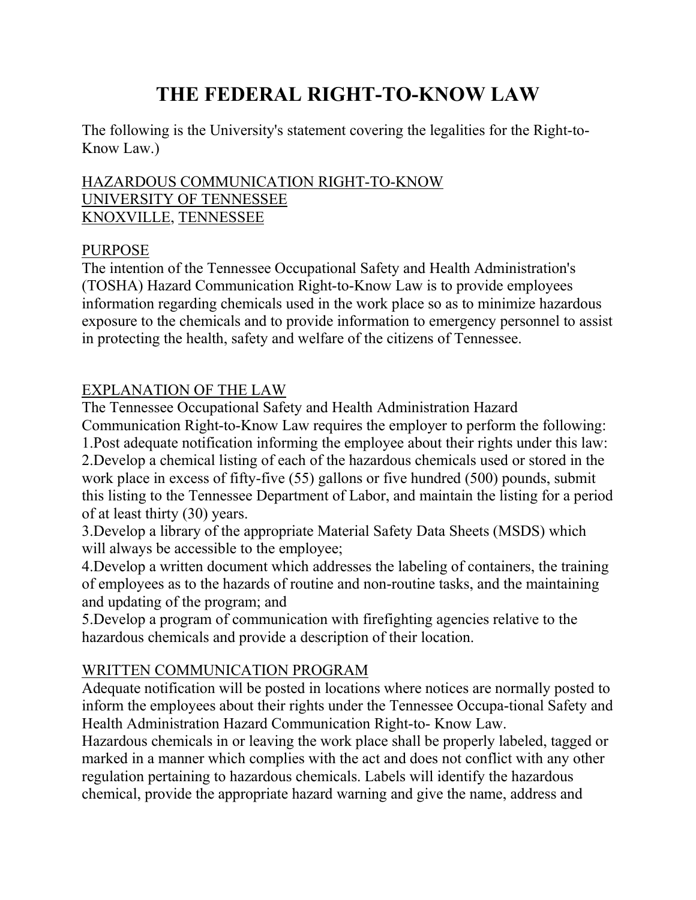# THE FEDERAL RIGHT-TO-KNOW LAW

The following is the University's statement covering the legalities for the Right-to-Know Law.)

HAZARDOUS COMMUNICATION RIGHT-TO-KNOW
UNIVERSITY OF TENNESSEE
KNOXVILLE, TENNESSEE

PURPOSE
The intention of the Tennessee Occupational Safety and Health Administration's (TOSHA) Hazard Communication Right-to-Know Law is to provide employees information regarding chemicals used in the work place so as to minimize hazardous exposure to the chemicals and to provide information to emergency personnel to assist in protecting the health, safety and welfare of the citizens of Tennessee.

EXPLANATION OF THE LAW
The Tennessee Occupational Safety and Health Administration Hazard Communication Right-to-Know Law requires the employer to perform the following:
1.Post adequate notification informing the employee about their rights under this law:
2.Develop a chemical listing of each of the hazardous chemicals used or stored in the work place in excess of fifty-five (55) gallons or five hundred (500) pounds, submit this listing to the Tennessee Department of Labor, and maintain the listing for a period of at least thirty (30) years.
3.Develop a library of the appropriate Material Safety Data Sheets (MSDS) which will always be accessible to the employee;
4.Develop a written document which addresses the labeling of containers, the training of employees as to the hazards of routine and non-routine tasks, and the maintaining and updating of the program; and
5.Develop a program of communication with firefighting agencies relative to the hazardous chemicals and provide a description of their location.

WRITTEN COMMUNICATION PROGRAM
Adequate notification will be posted in locations where notices are normally posted to inform the employees about their rights under the Tennessee Occupa-tional Safety and Health Administration Hazard Communication Right-to- Know Law.
Hazardous chemicals in or leaving the work place shall be properly labeled, tagged or marked in a manner which complies with the act and does not conflict with any other regulation pertaining to hazardous chemicals. Labels will identify the hazardous chemical, provide the appropriate hazard warning and give the name, address and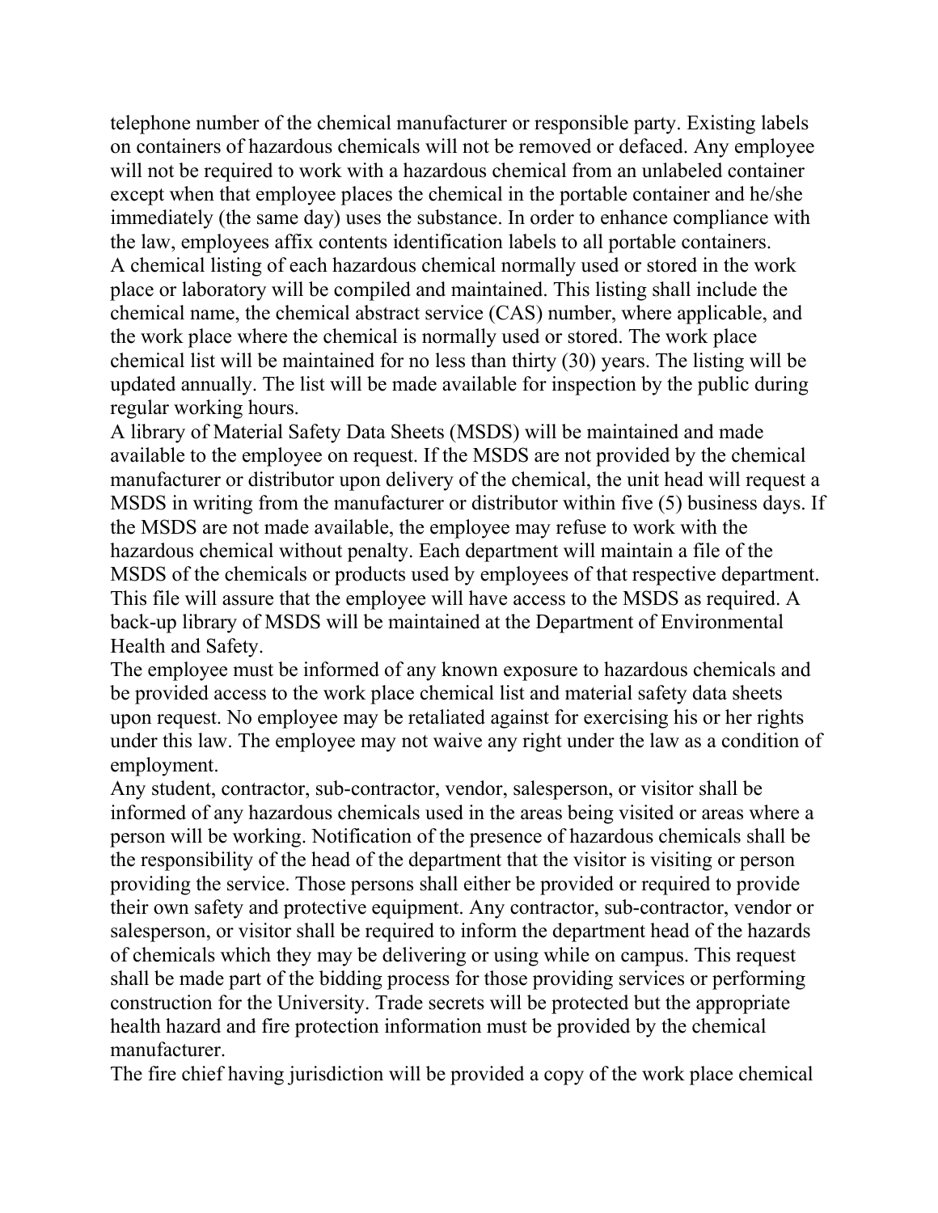telephone number of the chemical manufacturer or responsible party. Existing labels on containers of hazardous chemicals will not be removed or defaced. Any employee will not be required to work with a hazardous chemical from an unlabeled container except when that employee places the chemical in the portable container and he/she immediately (the same day) uses the substance. In order to enhance compliance with the law, employees affix contents identification labels to all portable containers.

A chemical listing of each hazardous chemical normally used or stored in the work place or laboratory will be compiled and maintained. This listing shall include the chemical name, the chemical abstract service (CAS) number, where applicable, and the work place where the chemical is normally used or stored. The work place chemical list will be maintained for no less than thirty (30) years. The listing will be updated annually. The list will be made available for inspection by the public during regular working hours.

A library of Material Safety Data Sheets (MSDS) will be maintained and made available to the employee on request. If the MSDS are not provided by the chemical manufacturer or distributor upon delivery of the chemical, the unit head will request a MSDS in writing from the manufacturer or distributor within five (5) business days. If the MSDS are not made available, the employee may refuse to work with the hazardous chemical without penalty. Each department will maintain a file of the MSDS of the chemicals or products used by employees of that respective department. This file will assure that the employee will have access to the MSDS as required. A back-up library of MSDS will be maintained at the Department of Environmental Health and Safety.

The employee must be informed of any known exposure to hazardous chemicals and be provided access to the work place chemical list and material safety data sheets upon request. No employee may be retaliated against for exercising his or her rights under this law. The employee may not waive any right under the law as a condition of employment.

Any student, contractor, sub-contractor, vendor, salesperson, or visitor shall be informed of any hazardous chemicals used in the areas being visited or areas where a person will be working. Notification of the presence of hazardous chemicals shall be the responsibility of the head of the department that the visitor is visiting or person providing the service. Those persons shall either be provided or required to provide their own safety and protective equipment. Any contractor, sub-contractor, vendor or salesperson, or visitor shall be required to inform the department head of the hazards of chemicals which they may be delivering or using while on campus. This request shall be made part of the bidding process for those providing services or performing construction for the University. Trade secrets will be protected but the appropriate health hazard and fire protection information must be provided by the chemical manufacturer.

The fire chief having jurisdiction will be provided a copy of the work place chemical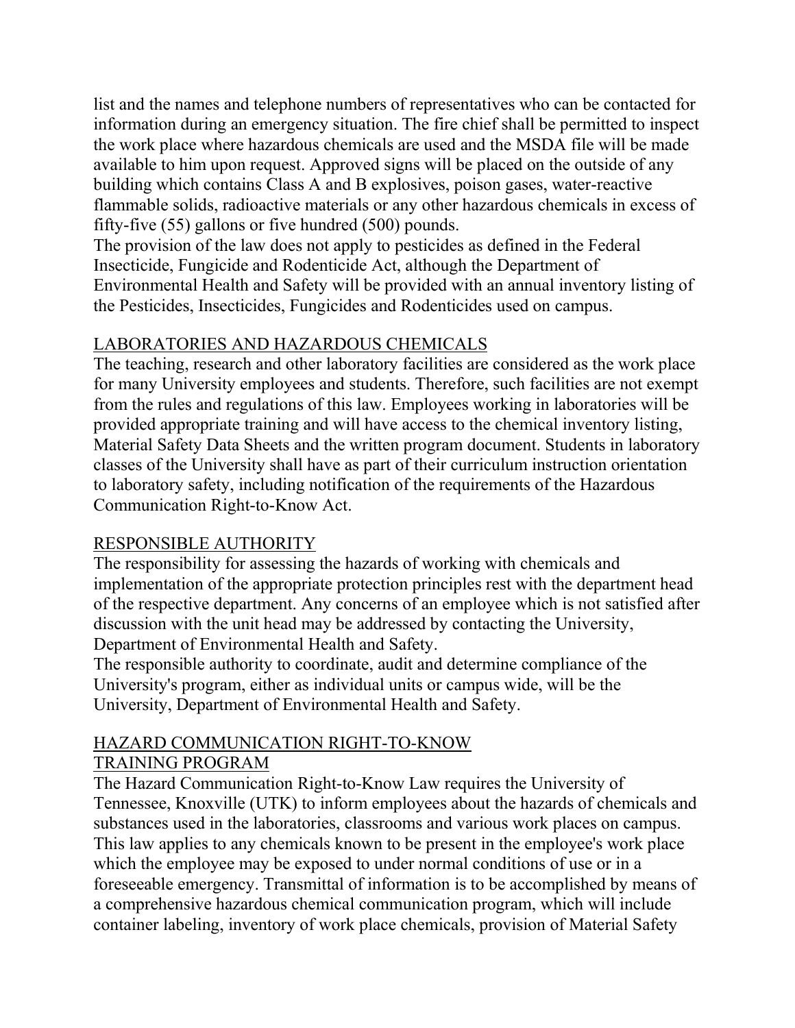list and the names and telephone numbers of representatives who can be contacted for information during an emergency situation. The fire chief shall be permitted to inspect the work place where hazardous chemicals are used and the MSDA file will be made available to him upon request. Approved signs will be placed on the outside of any building which contains Class A and B explosives, poison gases, water-reactive flammable solids, radioactive materials or any other hazardous chemicals in excess of fifty-five (55) gallons or five hundred (500) pounds.

The provision of the law does not apply to pesticides as defined in the Federal Insecticide, Fungicide and Rodenticide Act, although the Department of Environmental Health and Safety will be provided with an annual inventory listing of the Pesticides, Insecticides, Fungicides and Rodenticides used on campus.

## LABORATORIES AND HAZARDOUS CHEMICALS

The teaching, research and other laboratory facilities are considered as the work place for many University employees and students. Therefore, such facilities are not exempt from the rules and regulations of this law. Employees working in laboratories will be provided appropriate training and will have access to the chemical inventory listing, Material Safety Data Sheets and the written program document. Students in laboratory classes of the University shall have as part of their curriculum instruction orientation to laboratory safety, including notification of the requirements of the Hazardous Communication Right-to-Know Act.

## RESPONSIBLE AUTHORITY

The responsibility for assessing the hazards of working with chemicals and implementation of the appropriate protection principles rest with the department head of the respective department. Any concerns of an employee which is not satisfied after discussion with the unit head may be addressed by contacting the University, Department of Environmental Health and Safety.

The responsible authority to coordinate, audit and determine compliance of the University's program, either as individual units or campus wide, will be the University, Department of Environmental Health and Safety.

## HAZARD COMMUNICATION RIGHT-TO-KNOW TRAINING PROGRAM

The Hazard Communication Right-to-Know Law requires the University of Tennessee, Knoxville (UTK) to inform employees about the hazards of chemicals and substances used in the laboratories, classrooms and various work places on campus. This law applies to any chemicals known to be present in the employee's work place which the employee may be exposed to under normal conditions of use or in a foreseeable emergency. Transmittal of information is to be accomplished by means of a comprehensive hazardous chemical communication program, which will include container labeling, inventory of work place chemicals, provision of Material Safety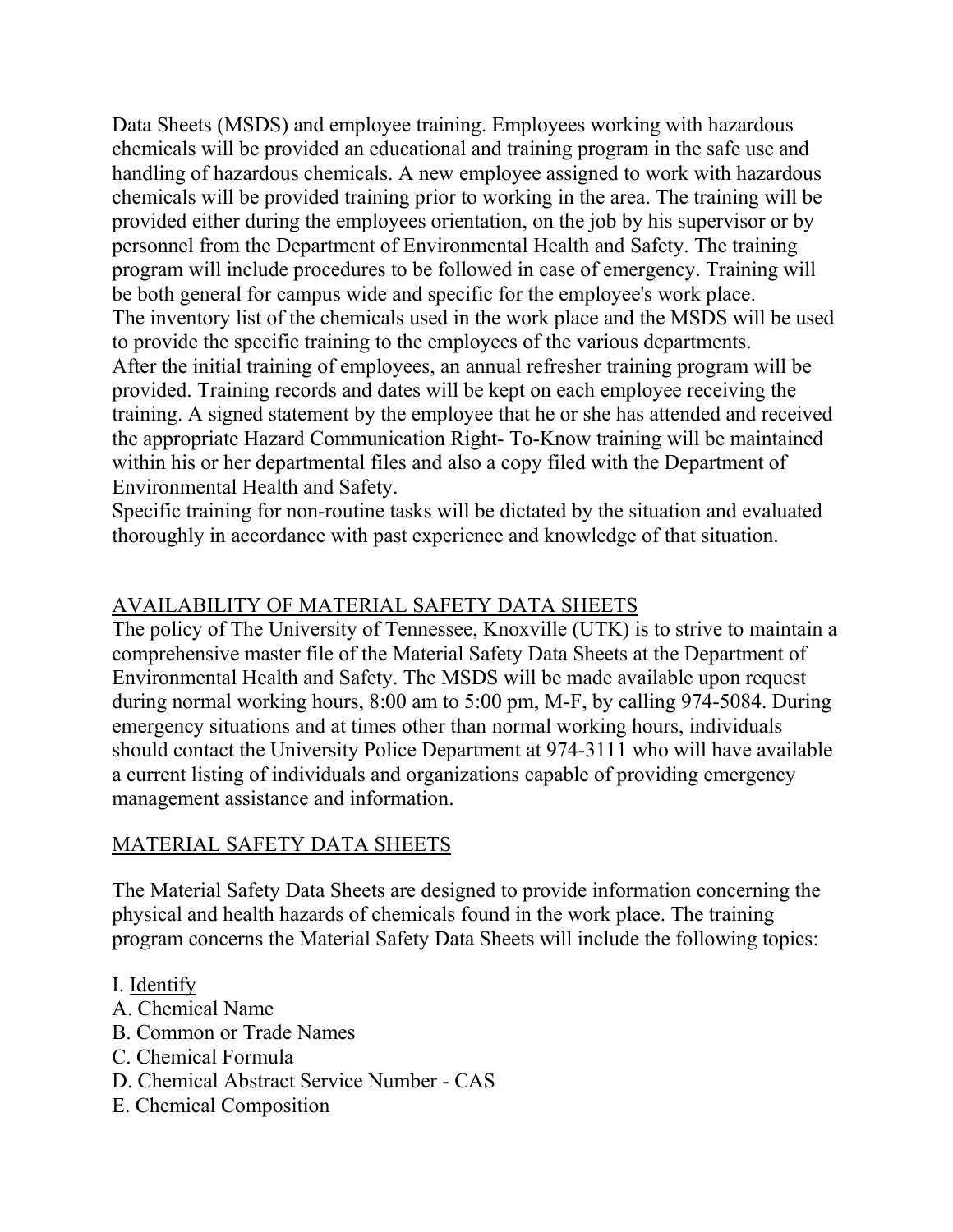Data Sheets (MSDS) and employee training. Employees working with hazardous chemicals will be provided an educational and training program in the safe use and handling of hazardous chemicals. A new employee assigned to work with hazardous chemicals will be provided training prior to working in the area. The training will be provided either during the employees orientation, on the job by his supervisor or by personnel from the Department of Environmental Health and Safety. The training program will include procedures to be followed in case of emergency. Training will be both general for campus wide and specific for the employee's work place.

The inventory list of the chemicals used in the work place and the MSDS will be used to provide the specific training to the employees of the various departments.

After the initial training of employees, an annual refresher training program will be provided. Training records and dates will be kept on each employee receiving the training. A signed statement by the employee that he or she has attended and received the appropriate Hazard Communication Right- To-Know training will be maintained within his or her departmental files and also a copy filed with the Department of Environmental Health and Safety.

Specific training for non-routine tasks will be dictated by the situation and evaluated thoroughly in accordance with past experience and knowledge of that situation.

## AVAILABILITY OF MATERIAL SAFETY DATA SHEETS

The policy of The University of Tennessee, Knoxville (UTK) is to strive to maintain a comprehensive master file of the Material Safety Data Sheets at the Department of Environmental Health and Safety. The MSDS will be made available upon request during normal working hours, 8:00 am to 5:00 pm, M-F, by calling 974-5084. During emergency situations and at times other than normal working hours, individuals should contact the University Police Department at 974-3111 who will have available a current listing of individuals and organizations capable of providing emergency management assistance and information.

## MATERIAL SAFETY DATA SHEETS

The Material Safety Data Sheets are designed to provide information concerning the physical and health hazards of chemicals found in the work place. The training program concerns the Material Safety Data Sheets will include the following topics:

I. Identify

A. Chemical Name
B. Common or Trade Names
C. Chemical Formula
D. Chemical Abstract Service Number - CAS
E. Chemical Composition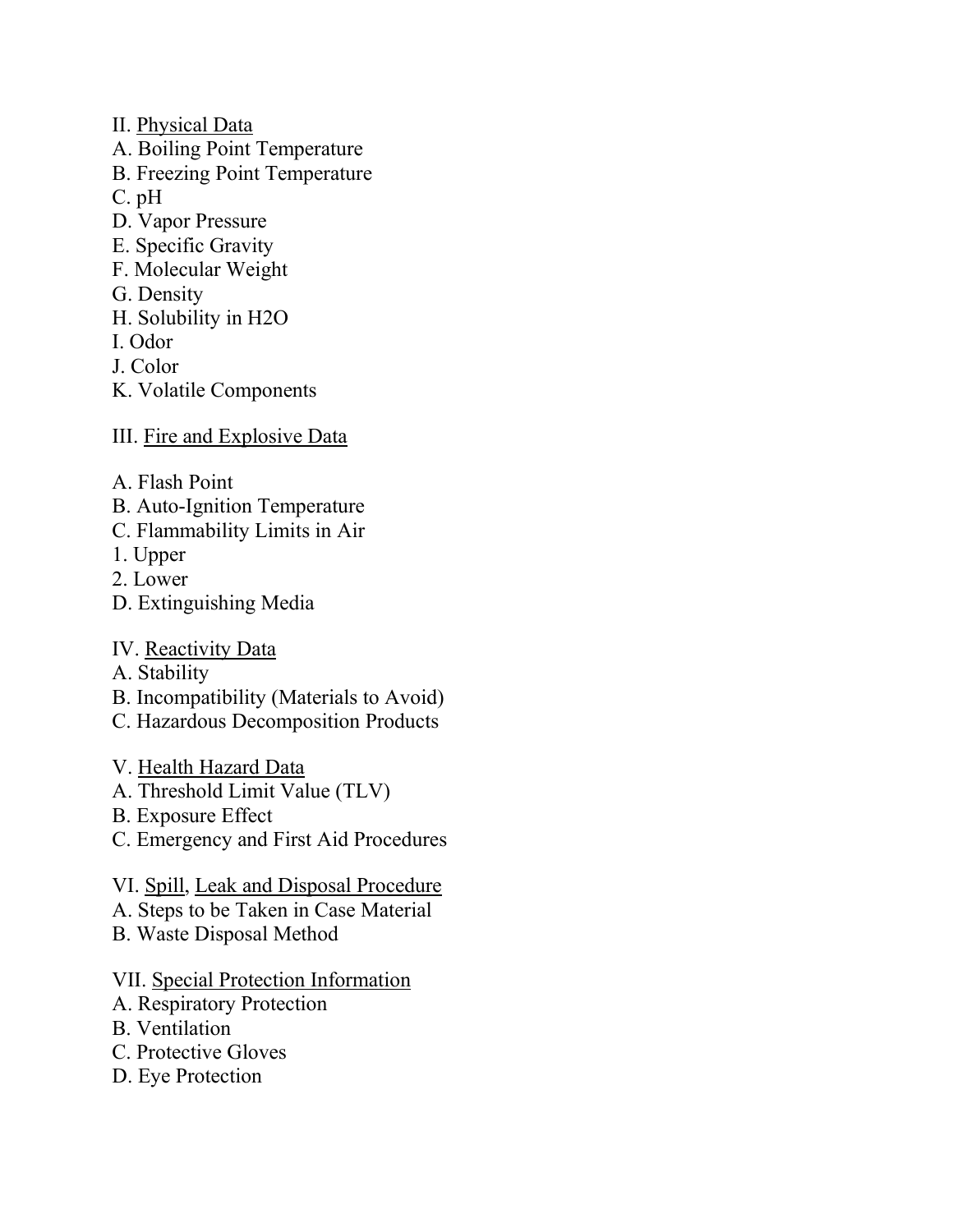II. Physical Data

A. Boiling Point Temperature
B. Freezing Point Temperature
C. pH
D. Vapor Pressure
E. Specific Gravity
F. Molecular Weight
G. Density
H. Solubility in $H_2O$
I. Odor
J. Color
K. Volatile Components

III. Fire and Explosive Data

A. Flash Point
B. Auto-Ignition Temperature
C. Flammability Limits in Air
1. Upper
2. Lower
D. Extinguishing Media

IV. Reactivity Data

A. Stability
B. Incompatibility (Materials to Avoid)
C. Hazardous Decomposition Products

V. Health Hazard Data

A. Threshold Limit Value (TLV)
B. Exposure Effect
C. Emergency and First Aid Procedures

VI. Spill, Leak and Disposal Procedure

A. Steps to be Taken in Case Material
B. Waste Disposal Method

VII. Special Protection Information

A. Respiratory Protection
B. Ventilation
C. Protective Gloves
D. Eye Protection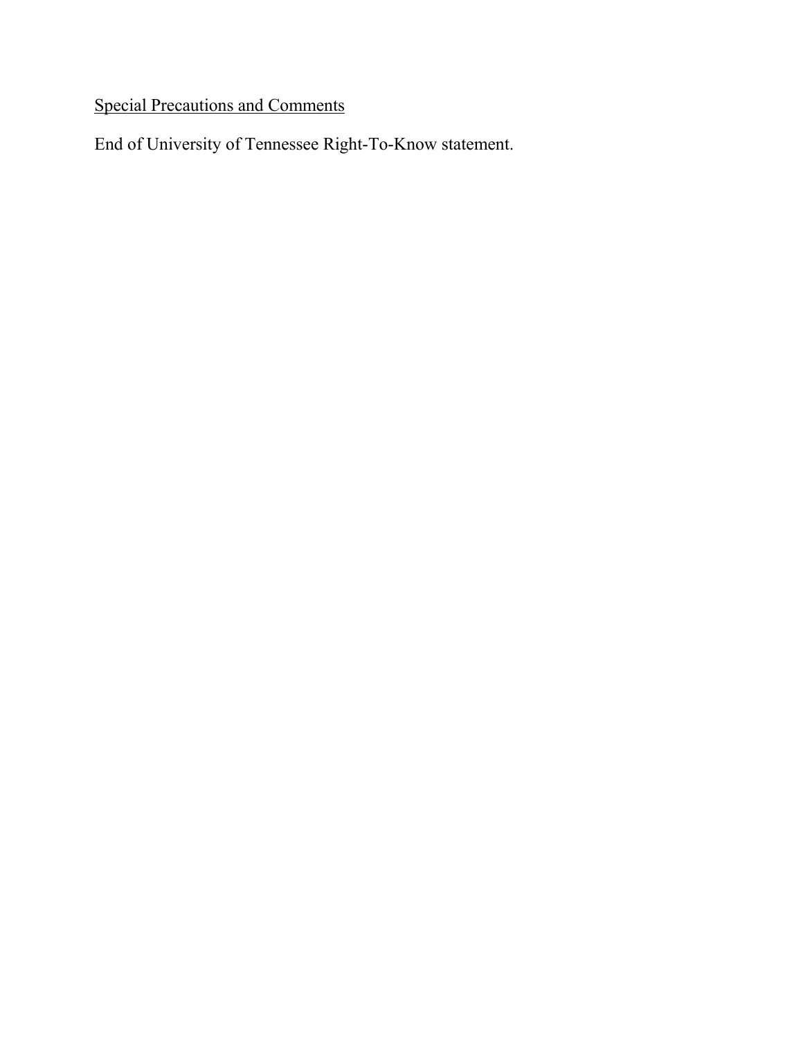Special Precautions and Comments

End of University of Tennessee Right-To-Know statement.